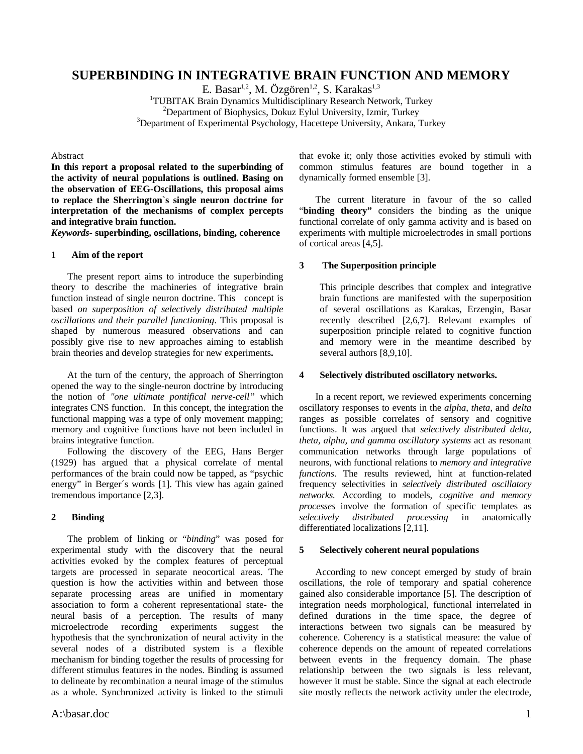# SUPERBINDING IN INTEGRATIVE BRAIN FUNCTION AND MEMORY

E. Basar[1,2], M. Özgören[1,2], S. Karakas[1,3]

[1]TUBITAK Brain Dynamics Multidisciplinary Research Network, Turkey
[2]Department of Biophysics, Dokuz Eylul University, Izmir, Turkey
[3]Department of Experimental Psychology, Hacettepe University, Ankara, Turkey

Abstract

**In this report a proposal related to the superbinding of the activity of neural populations is outlined. Basing on the observation of EEG-Oscillations, this proposal aims to replace the Sherrington`s single neuron doctrine for interpretation of the mechanisms of complex percepts and integrative brain function.**

***Keywords*- superbinding, oscillations, binding, coherence**

## 1 Aim of the report

The present report aims to introduce the superbinding theory to describe the machineries of integrative brain function instead of single neuron doctrine. This concept is based *on superposition of selectively distributed multiple oscillations and their parallel functioning*. This proposal is shaped by numerous measured observations and can possibly give rise to new approaches aiming to establish brain theories and develop strategies for new experiments**.**

At the turn of the century, the approach of Sherrington opened the way to the single-neuron doctrine by introducing the notion of *"one ultimate pontifical nerve-cell"* which integrates CNS function. In this concept, the integration the functional mapping was a type of only movement mapping; memory and cognitive functions have not been included in brains integrative function.

Following the discovery of the EEG, Hans Berger (1929) has argued that a physical correlate of mental performances of the brain could now be tapped, as "psychic energy" in Berger´s words [1]. This view has again gained tremendous importance [2,3].

## 2 Binding

The problem of linking or "*binding*" was posed for experimental study with the discovery that the neural activities evoked by the complex features of perceptual targets are processed in separate neocortical areas. The question is how the activities within and between those separate processing areas are unified in momentary association to form a coherent representational state- the neural basis of a perception. The results of many microelectrode recording experiments suggest the hypothesis that the synchronization of neural activity in the several nodes of a distributed system is a flexible mechanism for binding together the results of processing for different stimulus features in the nodes. Binding is assumed to delineate by recombination a neural image of the stimulus as a whole. Synchronized activity is linked to the stimuli that evoke it; only those activities evoked by stimuli with common stimulus features are bound together in a dynamically formed ensemble [3].

The current literature in favour of the so called "**binding theory"** considers the binding as the unique functional correlate of only gamma activity and is based on experiments with multiple microelectrodes in small portions of cortical areas [4,5].

## 3 The Superposition principle

This principle describes that complex and integrative brain functions are manifested with the superposition of several oscillations as Karakas, Erzengin, Basar recently described [2,6,7]. Relevant examples of superposition principle related to cognitive function and memory were in the meantime described by several authors [8,9,10].

## 4 Selectively distributed oscillatory networks.

In a recent report, we reviewed experiments concerning oscillatory responses to events in the *alpha*, *theta,* and *delta* ranges as possible correlates of sensory and cognitive functions. It was argued that *selectively distributed delta, theta, alpha, and gamma oscillatory systems* act as resonant communication networks through large populations of neurons, with functional relations to *memory and integrative functions.* The results reviewed, hint at function-related frequency selectivities in *selectively distributed oscillatory networks.* According to models, *cognitive and memory processes* involve the formation of specific templates as *selectively distributed processing* in anatomically differentiated localizations [2,11].

## 5 Selectively coherent neural populations

According to new concept emerged by study of brain oscillations, the role of temporary and spatial coherence gained also considerable importance [5]. The description of integration needs morphological, functional interrelated in defined durations in the time space, the degree of interactions between two signals can be measured by coherence. Coherency is a statistical measure: the value of coherence depends on the amount of repeated correlations between events in the frequency domain. The phase relationship between the two signals is less relevant, however it must be stable. Since the signal at each electrode site mostly reflects the network activity under the electrode,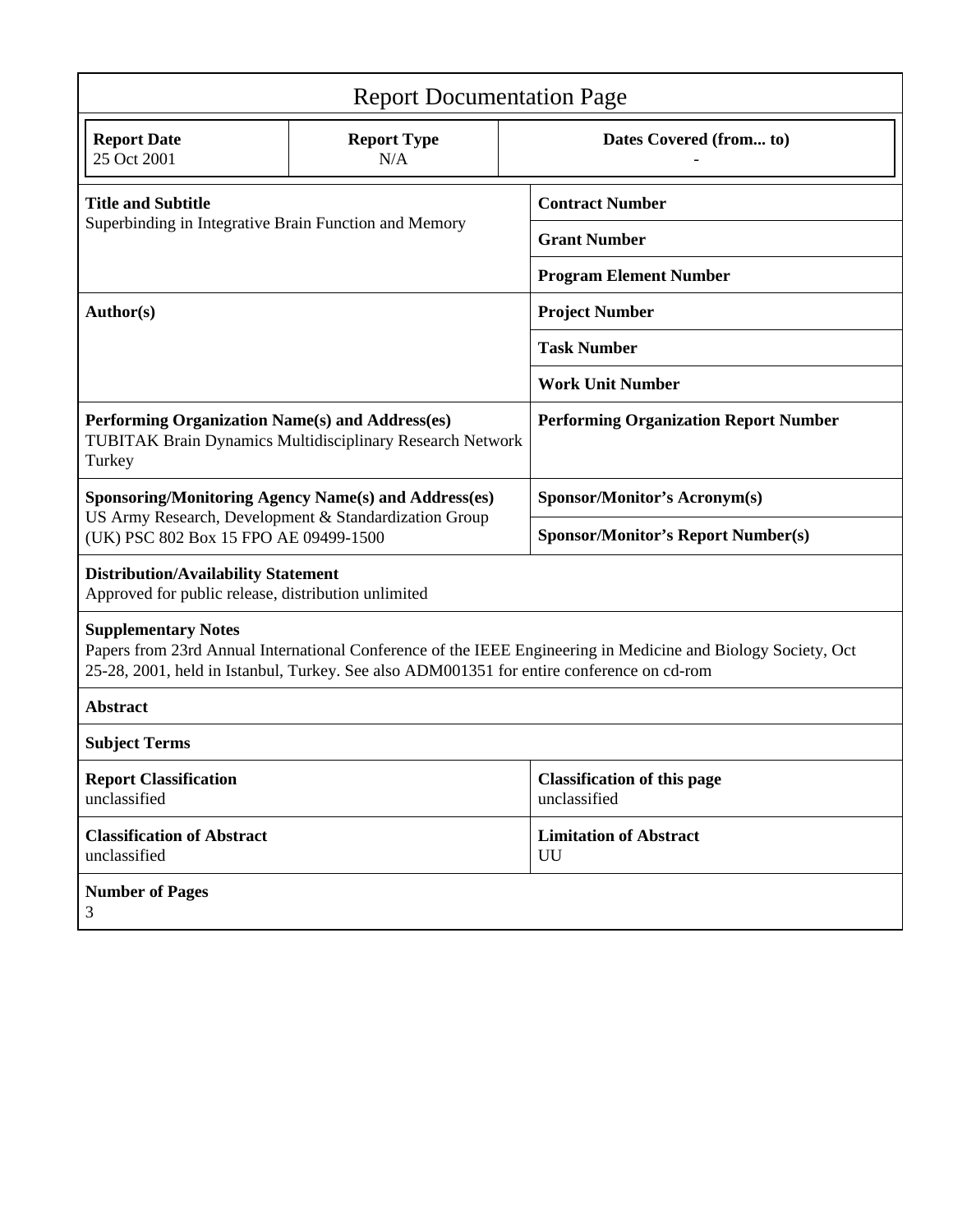# Report Documentation Page

| Report Date | Report Type | Dates Covered (from... to) |
|---|---|---|
| 25 Oct 2001 | N/A | - |

| | |
|---|---|
| **Title and Subtitle**<br>Superbinding in Integrative Brain Function and Memory | **Contract Number** |
| | **Grant Number** |
| | **Program Element Number** |
| **Author(s)** | **Project Number** |
| | **Task Number** |
| | **Work Unit Number** |
| **Performing Organization Name(s) and Address(es)**<br>TUBITAK Brain Dynamics Multidisciplinary Research Network Turkey | **Performing Organization Report Number** |
| **Sponsoring/Monitoring Agency Name(s) and Address(es)**<br>US Army Research, Development & Standardization Group (UK) PSC 802 Box 15 FPO AE 09499-1500 | **Sponsor/Monitor's Acronym(s)** |
| | **Sponsor/Monitor's Report Number(s)** |

**Distribution/Availability Statement**
Approved for public release, distribution unlimited

**Supplementary Notes**
Papers from 23rd Annual International Conference of the IEEE Engineering in Medicine and Biology Society, Oct 25-28, 2001, held in Istanbul, Turkey. See also ADM001351 for entire conference on cd-rom

**Abstract**

**Subject Terms**

| | |
|---|---|
| **Report Classification**<br>unclassified | **Classification of this page**<br>unclassified |
| **Classification of Abstract**<br>unclassified | **Limitation of Abstract**<br>UU |

**Number of Pages**
3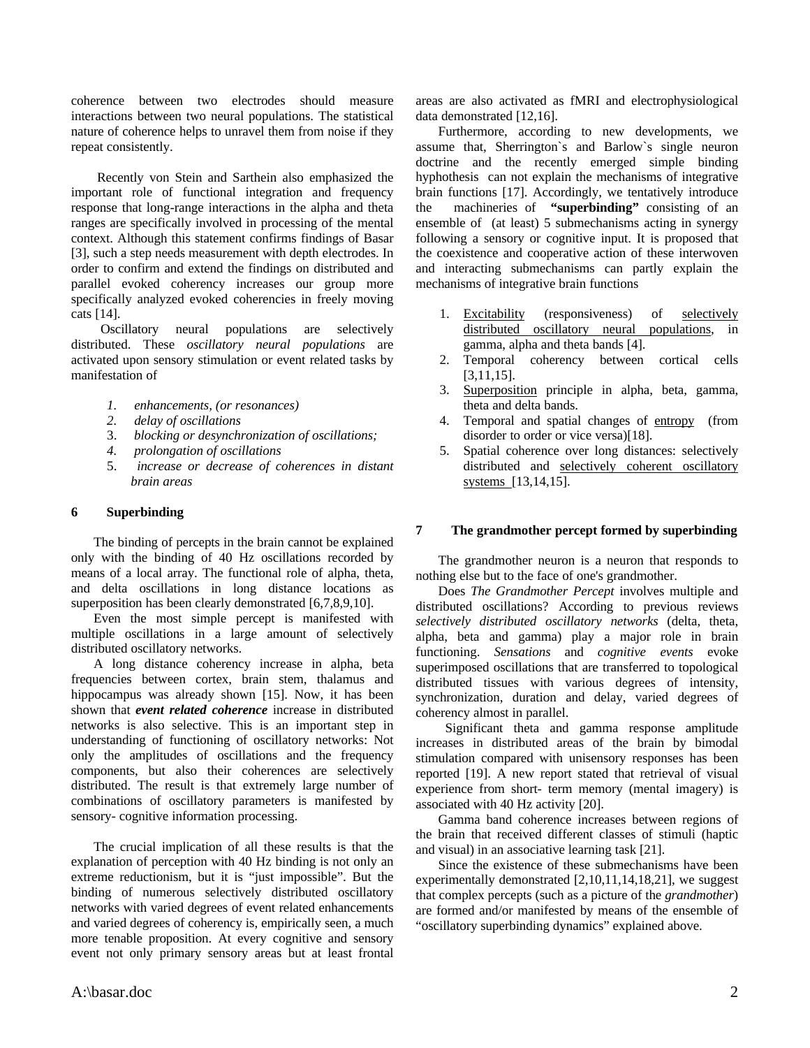coherence between two electrodes should measure interactions between two neural populations. The statistical nature of coherence helps to unravel them from noise if they repeat consistently.

Recently von Stein and Sarthein also emphasized the important role of functional integration and frequency response that long-range interactions in the alpha and theta ranges are specifically involved in processing of the mental context. Although this statement confirms findings of Basar [3], such a step needs measurement with depth electrodes. In order to confirm and extend the findings on distributed and parallel evoked coherency increases our group more specifically analyzed evoked coherencies in freely moving cats [14].

Oscillatory neural populations are selectively distributed. These *oscillatory neural populations* are activated upon sensory stimulation or event related tasks by manifestation of

1. *enhancements, (or resonances)*
2. *delay of oscillations*
3. *blocking or desynchronization of oscillations;*
4. *prolongation of oscillations*
5. *increase or decrease of coherences in distant brain areas*

## 6 Superbinding

The binding of percepts in the brain cannot be explained only with the binding of 40 Hz oscillations recorded by means of a local array. The functional role of alpha, theta, and delta oscillations in long distance locations as superposition has been clearly demonstrated [6,7,8,9,10].

Even the most simple percept is manifested with multiple oscillations in a large amount of selectively distributed oscillatory networks.

A long distance coherency increase in alpha, beta frequencies between cortex, brain stem, thalamus and hippocampus was already shown [15]. Now, it has been shown that ***event related coherence*** increase in distributed networks is also selective. This is an important step in understanding of functioning of oscillatory networks: Not only the amplitudes of oscillations and the frequency components, but also their coherences are selectively distributed. The result is that extremely large number of combinations of oscillatory parameters is manifested by sensory- cognitive information processing.

The crucial implication of all these results is that the explanation of perception with 40 Hz binding is not only an extreme reductionism, but it is "just impossible". But the binding of numerous selectively distributed oscillatory networks with varied degrees of event related enhancements and varied degrees of coherency is, empirically seen, a much more tenable proposition. At every cognitive and sensory event not only primary sensory areas but at least frontal areas are also activated as fMRI and electrophysiological data demonstrated [12,16].

Furthermore, according to new developments, we assume that, Sherrington`s and Barlow`s single neuron doctrine and the recently emerged simple binding hyphothesis can not explain the mechanisms of integrative brain functions [17]. Accordingly, we tentatively introduce the machineries of **"superbinding"** consisting of an ensemble of (at least) 5 submechanisms acting in synergy following a sensory or cognitive input. It is proposed that the coexistence and cooperative action of these interwoven and interacting submechanisms can partly explain the mechanisms of integrative brain functions

1. Excitability (responsiveness) of selectively distributed oscillatory neural populations, in gamma, alpha and theta bands [4].
2. Temporal coherency between cortical cells [3,11,15].
3. Superposition principle in alpha, beta, gamma, theta and delta bands.
4. Temporal and spatial changes of entropy (from disorder to order or vice versa)[18].
5. Spatial coherence over long distances: selectively distributed and selectively coherent oscillatory systems [13,14,15].

## 7 The grandmother percept formed by superbinding

The grandmother neuron is a neuron that responds to nothing else but to the face of one's grandmother.

Does *The Grandmother Percept* involves multiple and distributed oscillations? According to previous reviews *selectively distributed oscillatory networks* (delta, theta, alpha, beta and gamma) play a major role in brain functioning. *Sensations* and *cognitive events* evoke superimposed oscillations that are transferred to topological distributed tissues with various degrees of intensity, synchronization, duration and delay, varied degrees of coherency almost in parallel.

Significant theta and gamma response amplitude increases in distributed areas of the brain by bimodal stimulation compared with unisensory responses has been reported [19]. A new report stated that retrieval of visual experience from short- term memory (mental imagery) is associated with 40 Hz activity [20].

Gamma band coherence increases between regions of the brain that received different classes of stimuli (haptic and visual) in an associative learning task [21].

Since the existence of these submechanisms have been experimentally demonstrated [2,10,11,14,18,21], we suggest that complex percepts (such as a picture of the *grandmother*) are formed and/or manifested by means of the ensemble of "oscillatory superbinding dynamics" explained above.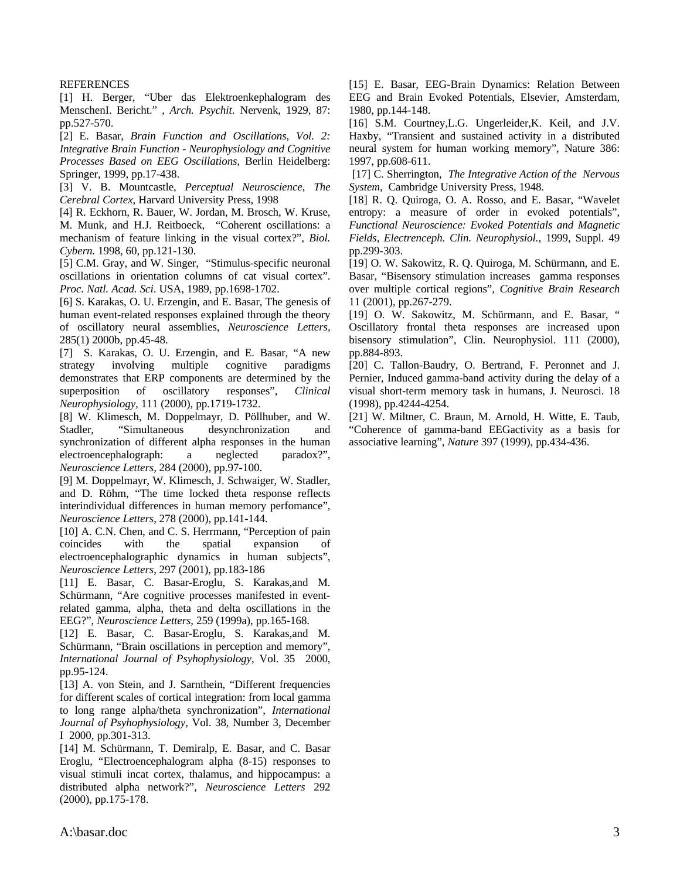REFERENCES

[1] H. Berger, "Uber das Elektroenkephalogram des MenschenI. Bericht." , *Arch. Psychit*. Nervenk, 1929, 87: pp.527-570.

[2] E. Basar, *Brain Function and Oscillations, Vol. 2: Integrative Brain Function - Neurophysiology and Cognitive Processes Based on EEG Oscillations*, Berlin Heidelberg: Springer, 1999, pp.17-438.

[3] V. B. Mountcastle, *Perceptual Neuroscience, The Cerebral Cortex,* Harvard University Press, 1998

[4] R. Eckhorn, R. Bauer, W. Jordan, M. Brosch, W. Kruse, M. Munk, and H.J. Reitboeck, "Coherent oscillations: a mechanism of feature linking in the visual cortex?", *Biol. Cybern.* 1998, 60, pp.121-130.

[5] C.M. Gray, and W. Singer, "Stimulus-specific neuronal oscillations in orientation columns of cat visual cortex". *Proc. Natl. Acad. Sci*. USA, 1989, pp.1698-1702.

[6] S. Karakas, O. U. Erzengin, and E. Basar, The genesis of human event-related responses explained through the theory of oscillatory neural assemblies, *Neuroscience Letters*, 285(1) 2000b, pp.45-48.

[7] S. Karakas, O. U. Erzengin, and E. Basar, "A new strategy involving multiple cognitive paradigms demonstrates that ERP components are determined by the superposition of oscillatory responses", *Clinical Neurophysiology*, 111 (2000), pp.1719-1732.

[8] W. Klimesch, M. Doppelmayr, D. Pöllhuber, and W. Stadler, "Simultaneous desynchronization and synchronization of different alpha responses in the human electroencephalograph: a neglected paradox?", *Neuroscience Letters*, 284 (2000), pp.97-100.

[9] M. Doppelmayr, W. Klimesch, J. Schwaiger, W. Stadler, and D. Röhm, "The time locked theta response reflects interindividual differences in human memory perfomance", *Neuroscience Letters*, 278 (2000), pp.141-144.

[10] A. C.N. Chen, and C. S. Herrmann, "Perception of pain coincides with the spatial expansion of electroencephalographic dynamics in human subjects", *Neuroscience Letters*, 297 (2001), pp.183-186

[11] E. Basar, C. Basar-Eroglu, S. Karakas,and M. Schürmann, "Are cognitive processes manifested in event-related gamma, alpha, theta and delta oscillations in the EEG?", *Neuroscience Letters,* 259 (1999a), pp.165-168.

[12] E. Basar, C. Basar-Eroglu, S. Karakas,and M. Schürmann, "Brain oscillations in perception and memory", *International Journal of Psyhophysiology*, Vol. 35 2000, pp.95-124.

[13] A. von Stein, and J. Sarnthein, "Different frequencies for different scales of cortical integration: from local gamma to long range alpha/theta synchronization", *International Journal of Psyhophysiology*, Vol. 38, Number 3, December I 2000, pp.301-313.

[14] M. Schürmann, T. Demiralp, E. Basar, and C. Basar Eroglu, "Electroencephalogram alpha (8-15) responses to visual stimuli incat cortex, thalamus, and hippocampus: a distributed alpha network?", *Neuroscience Letters* 292 (2000), pp.175-178.

[15] E. Basar, EEG-Brain Dynamics: Relation Between EEG and Brain Evoked Potentials, Elsevier, Amsterdam, 1980, pp.144-148.

[16] S.M. Courtney,L.G. Ungerleider,K. Keil, and J.V. Haxby, "Transient and sustained activity in a distributed neural system for human working memory", Nature 386: 1997, pp.608-611.

[17] C. Sherrington, *The Integrative Action of the Nervous System*, Cambridge University Press, 1948.

[18] R. Q. Quiroga, O. A. Rosso, and E. Basar, "Wavelet entropy: a measure of order in evoked potentials", *Functional Neuroscience: Evoked Potentials and Magnetic Fields, Electrenceph. Clin. Neurophysiol.*, 1999, Suppl. 49 pp.299-303.

[19] O. W. Sakowitz, R. Q. Quiroga, M. Schürmann, and E. Basar, "Bisensory stimulation increases gamma responses over multiple cortical regions", *Cognitive Brain Research* 11 (2001), pp.267-279.

[19] O. W. Sakowitz, M. Schürmann, and E. Basar, " Oscillatory frontal theta responses are increased upon bisensory stimulation", Clin. Neurophysiol. 111 (2000), pp.884-893.

[20] C. Tallon-Baudry, O. Bertrand, F. Peronnet and J. Pernier, Induced gamma-band activity during the delay of a visual short-term memory task in humans, J. Neurosci. 18 (1998), pp.4244-4254.

[21] W. Miltner, C. Braun, M. Arnold, H. Witte, E. Taub, "Coherence of gamma-band EEGactivity as a basis for associative learning", *Nature* 397 (1999), pp.434-436.